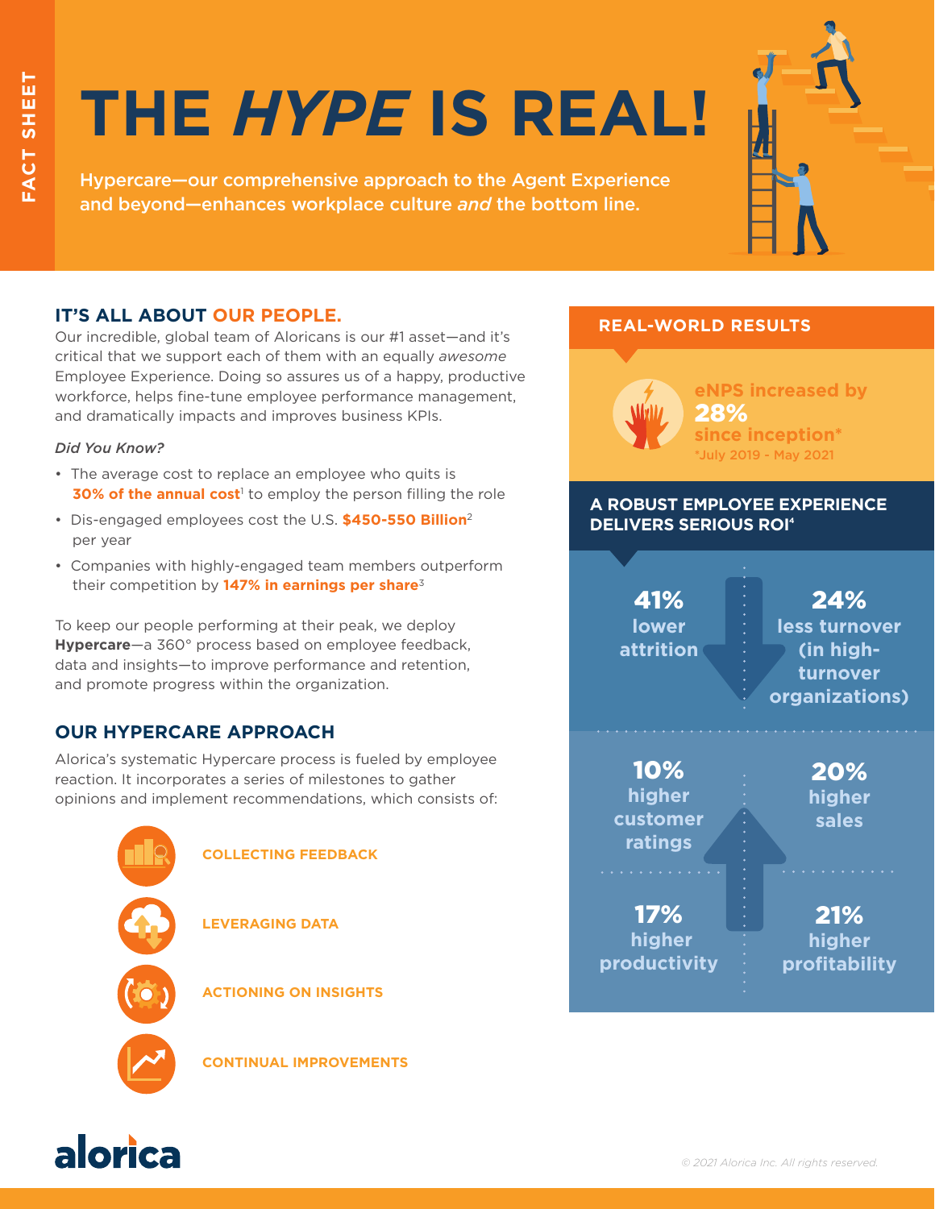FACT SHEET

# THE *HYPE* IS REAL!

Hypercare—our comprehensive approach to the Agent Experience and beyond—enhances workplace culture *and* the bottom line.

## IT'S ALL ABOUT OUR PEOPLE.

Our incredible, global team of Aloricans is our #1 asset—and it's critical that we support each of them with an equally *awesome* Employee Experience. Doing so assures us of a happy, productive workforce, helps fine-tune employee performance management, and dramatically impacts and improves business KPIs.

*Did You Know?*

- The average cost to replace an employee who quits is **30% of the annual cost**[1] to employ the person filling the role
- Dis-engaged employees cost the U.S. **$450-550 Billion**[2] per year
- Companies with highly-engaged team members outperform their competition by **147% in earnings per share**[3]

To keep our people performing at their peak, we deploy **Hypercare**—a 360° process based on employee feedback, data and insights—to improve performance and retention, and promote progress within the organization.

## OUR HYPERCARE APPROACH

Alorica's systematic Hypercare process is fueled by employee reaction. It incorporates a series of milestones to gather opinions and implement recommendations, which consists of:

- COLLECTING FEEDBACK
- LEVERAGING DATA
- ACTIONING ON INSIGHTS
- CONTINUAL IMPROVEMENTS

## REAL-WORLD RESULTS

eNPS increased by **28%** since inception*

*July 2019 - May 2021

## A ROBUST EMPLOYEE EXPERIENCE DELIVERS SERIOUS ROI[4]

- **41%** lower attrition
- **24%** less turnover (in high-turnover organizations)
- **10%** higher customer ratings
- **20%** higher sales
- **17%** higher productivity
- **21%** higher profitability

alorica

© 2021 Alorica Inc. All rights reserved.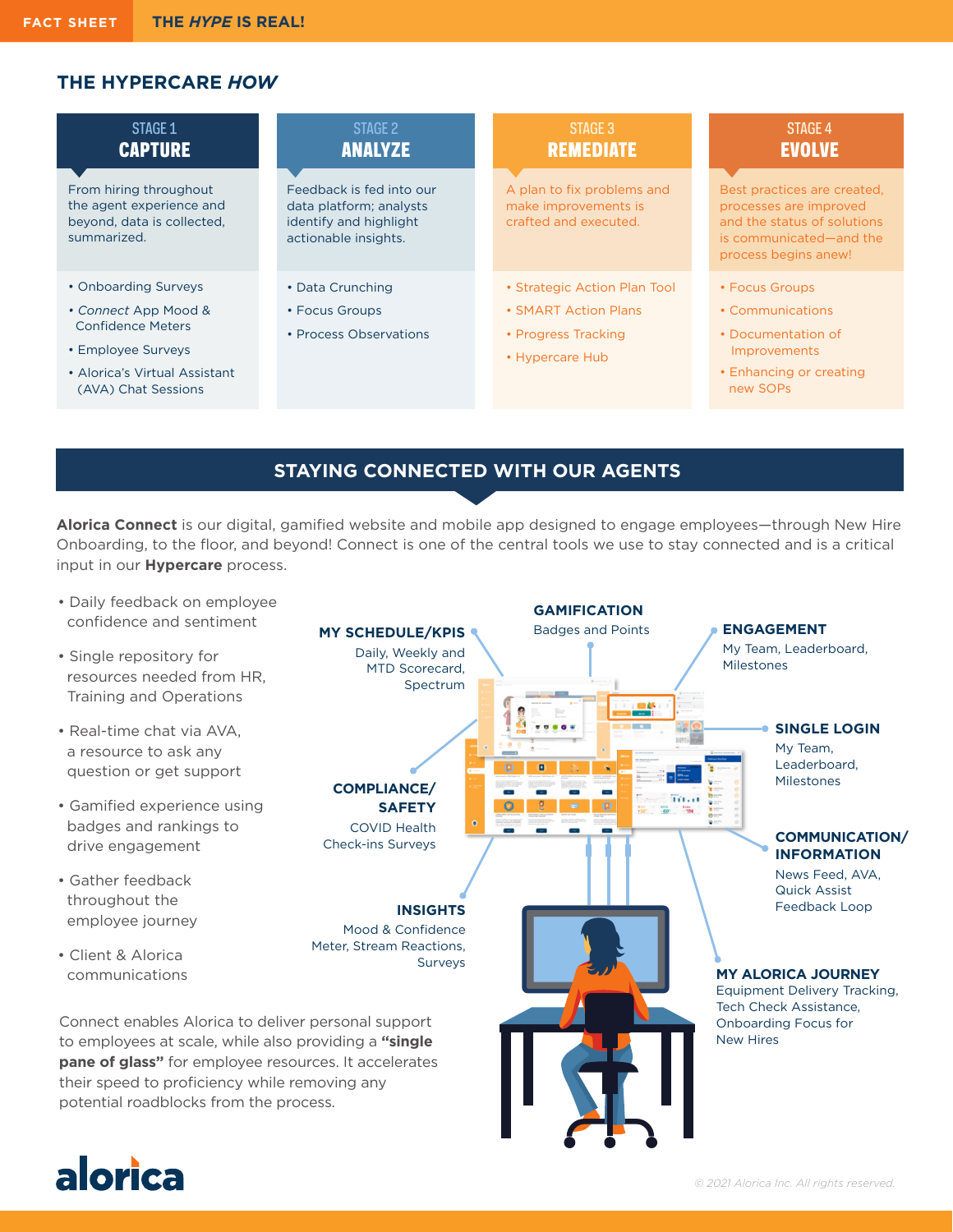FACT SHEET | THE *HYPE* IS REAL!

## THE HYPERCARE *HOW*

### STAGE 1 — CAPTURE

From hiring throughout the agent experience and beyond, data is collected, summarized.

- Onboarding Surveys
- *Connect* App Mood & Confidence Meters
- Employee Surveys
- Alorica's Virtual Assistant (AVA) Chat Sessions

### STAGE 2 — ANALYZE

Feedback is fed into our data platform; analysts identify and highlight actionable insights.

- Data Crunching
- Focus Groups
- Process Observations

### STAGE 3 — REMEDIATE

A plan to fix problems and make improvements is crafted and executed.

- Strategic Action Plan Tool
- SMART Action Plans
- Progress Tracking
- Hypercare Hub

### STAGE 4 — EVOLVE

Best practices are created, processes are improved and the status of solutions is communicated—and the process begins anew!

- Focus Groups
- Communications
- Documentation of Improvements
- Enhancing or creating new SOPs

## STAYING CONNECTED WITH OUR AGENTS

**Alorica Connect** is our digital, gamified website and mobile app designed to engage employees—through New Hire Onboarding, to the floor, and beyond! Connect is one of the central tools we use to stay connected and is a critical input in our **Hypercare** process.

- Daily feedback on employee confidence and sentiment
- Single repository for resources needed from HR, Training and Operations
- Real-time chat via AVA, a resource to ask any question or get support
- Gamified experience using badges and rankings to drive engagement
- Gather feedback throughout the employee journey
- Client & Alorica communications

**MY SCHEDULE/KPIS**
Daily, Weekly and MTD Scorecard, Spectrum

**GAMIFICATION**
Badges and Points

**ENGAGEMENT**
My Team, Leaderboard, Milestones

**SINGLE LOGIN**
My Team, Leaderboard, Milestones

**COMPLIANCE/ SAFETY**
COVID Health Check-ins Surveys

**COMMUNICATION/ INFORMATION**
News Feed, AVA, Quick Assist Feedback Loop

**INSIGHTS**
Mood & Confidence Meter, Stream Reactions, Surveys

**MY ALORICA JOURNEY**
Equipment Delivery Tracking, Tech Check Assistance, Onboarding Focus for New Hires

Connect enables Alorica to deliver personal support to employees at scale, while also providing a **"single pane of glass"** for employee resources. It accelerates their speed to proficiency while removing any potential roadblocks from the process.

alorica

© 2021 Alorica Inc. All rights reserved.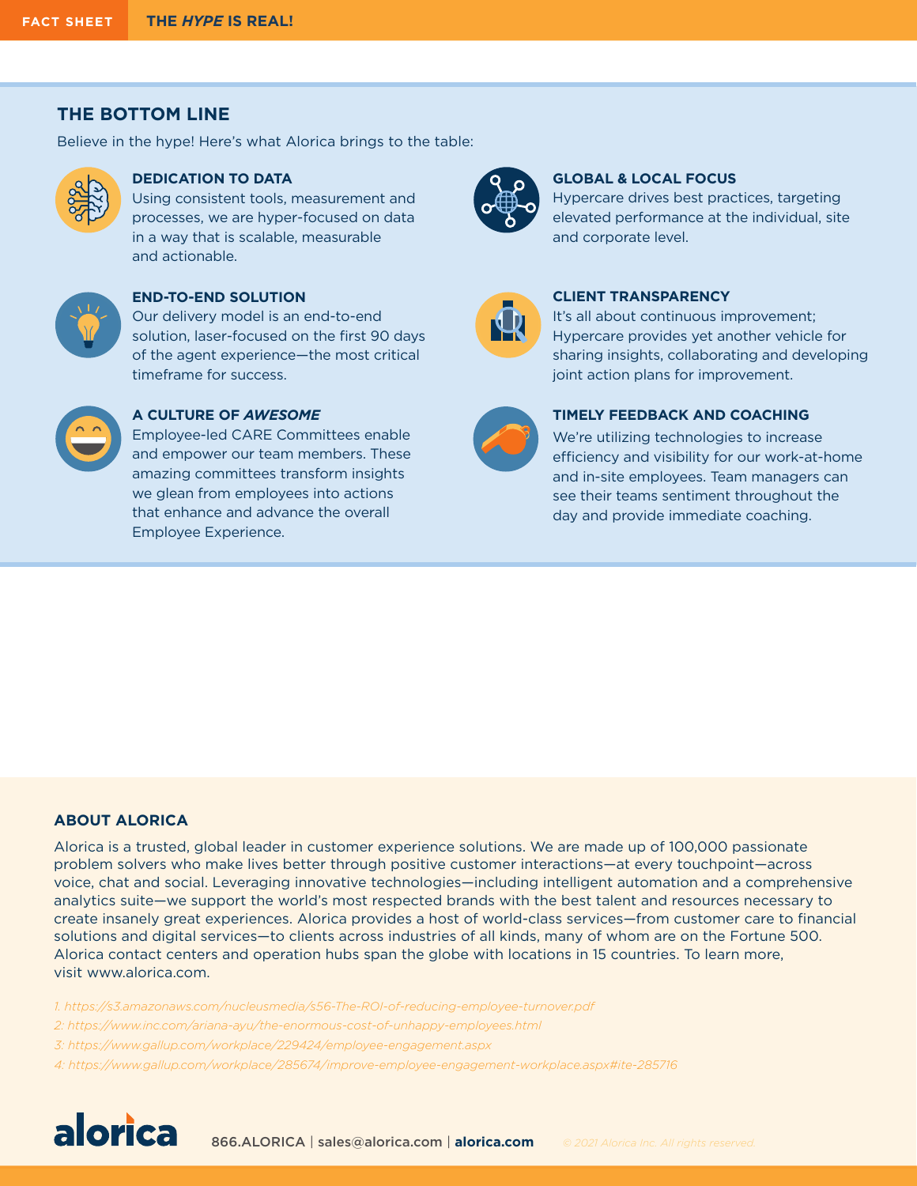## THE BOTTOM LINE

Believe in the hype! Here's what Alorica brings to the table:

**DEDICATION TO DATA**
Using consistent tools, measurement and processes, we are hyper-focused on data in a way that is scalable, measurable and actionable.

**END-TO-END SOLUTION**
Our delivery model is an end-to-end solution, laser-focused on the first 90 days of the agent experience—the most critical timeframe for success.

**A CULTURE OF *AWESOME***
Employee-led CARE Committees enable and empower our team members. These amazing committees transform insights we glean from employees into actions that enhance and advance the overall Employee Experience.

**GLOBAL & LOCAL FOCUS**
Hypercare drives best practices, targeting elevated performance at the individual, site and corporate level.

**CLIENT TRANSPARENCY**
It's all about continuous improvement; Hypercare provides yet another vehicle for sharing insights, collaborating and developing joint action plans for improvement.

**TIMELY FEEDBACK AND COACHING**
We're utilizing technologies to increase efficiency and visibility for our work-at-home and in-site employees. Team managers can see their teams sentiment throughout the day and provide immediate coaching.

## ABOUT ALORICA

Alorica is a trusted, global leader in customer experience solutions. We are made up of 100,000 passionate problem solvers who make lives better through positive customer interactions—at every touchpoint—across voice, chat and social. Leveraging innovative technologies—including intelligent automation and a comprehensive analytics suite—we support the world's most respected brands with the best talent and resources necessary to create insanely great experiences. Alorica provides a host of world-class services—from customer care to financial solutions and digital services—to clients across industries of all kinds, many of whom are on the Fortune 500. Alorica contact centers and operation hubs span the globe with locations in 15 countries. To learn more, visit www.alorica.com.

*1. https://s3.amazonaws.com/nucleusmedia/s56-The-ROI-of-reducing-employee-turnover.pdf*
*2: https://www.inc.com/ariana-ayu/the-enormous-cost-of-unhappy-employees.html*
*3: https://www.gallup.com/workplace/229424/employee-engagement.aspx*
*4: https://www.gallup.com/workplace/285674/improve-employee-engagement-workplace.aspx#ite-285716*

alorica

866.ALORICA | sales@alorica.com | **alorica.com**

© 2021 Alorica Inc. All rights reserved.